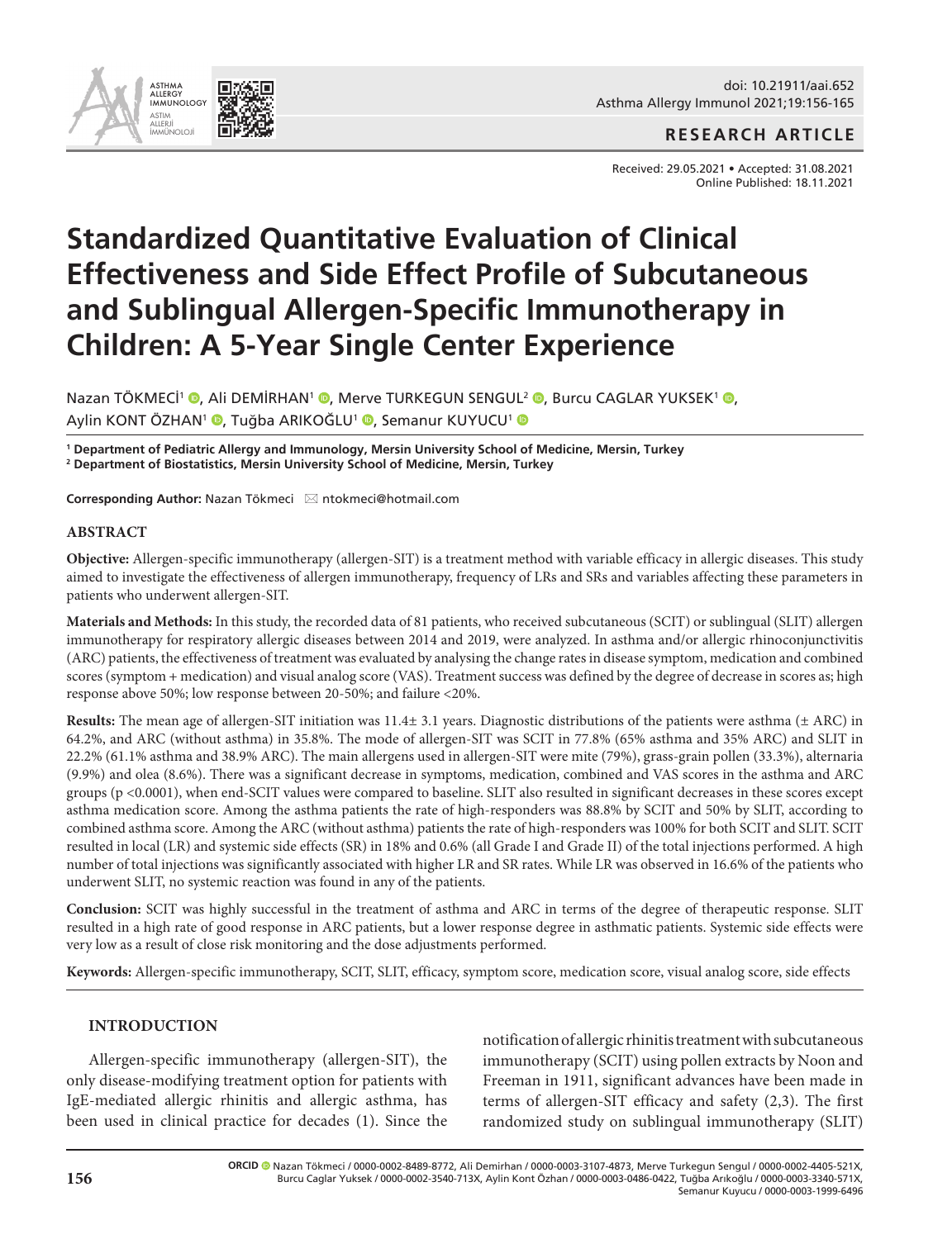RESEARCH ARTICLE

Received: 29.05.2021 • Accepted: 31.08.2021
Online Published: 18.11.2021

# Standardized Quantitative Evaluation of Clinical Effectiveness and Side Effect Profile of Subcutaneous and Sublingual Allergen-Specific Immunotherapy in Children: A 5-Year Single Center Experience

Nazan TÖKMECİ[1], Ali DEMİRHAN[1], Merve TURKEGUN SENGUL[2], Burcu CAGLAR YUKSEK[1], Aylin KONT ÖZHAN[1], Tuğba ARIKOĞLU[1], Semanur KUYUCU[1]

[1] **Department of Pediatric Allergy and Immunology, Mersin University School of Medicine, Mersin, Turkey**
[2] **Department of Biostatistics, Mersin University School of Medicine, Mersin, Turkey**

**Corresponding Author:** Nazan Tökmeci ✉ ntokmeci@hotmail.com

## ABSTRACT

**Objective:** Allergen-specific immunotherapy (allergen-SIT) is a treatment method with variable efficacy in allergic diseases. This study aimed to investigate the effectiveness of allergen immunotherapy, frequency of LRs and SRs and variables affecting these parameters in patients who underwent allergen-SIT.

**Materials and Methods:** In this study, the recorded data of 81 patients, who received subcutaneous (SCIT) or sublingual (SLIT) allergen immunotherapy for respiratory allergic diseases between 2014 and 2019, were analyzed. In asthma and/or allergic rhinoconjunctivitis (ARC) patients, the effectiveness of treatment was evaluated by analysing the change rates in disease symptom, medication and combined scores (symptom + medication) and visual analog score (VAS). Treatment success was defined by the degree of decrease in scores as; high response above 50%; low response between 20-50%; and failure <20%.

**Results:** The mean age of allergen-SIT initiation was 11.4± 3.1 years. Diagnostic distributions of the patients were asthma (± ARC) in 64.2%, and ARC (without asthma) in 35.8%. The mode of allergen-SIT was SCIT in 77.8% (65% asthma and 35% ARC) and SLIT in 22.2% (61.1% asthma and 38.9% ARC). The main allergens used in allergen-SIT were mite (79%), grass-grain pollen (33.3%), alternaria (9.9%) and olea (8.6%). There was a significant decrease in symptoms, medication, combined and VAS scores in the asthma and ARC groups ($p < 0.0001$), when end-SCIT values were compared to baseline. SLIT also resulted in significant decreases in these scores except asthma medication score. Among the asthma patients the rate of high-responders was 88.8% by SCIT and 50% by SLIT, according to combined asthma score. Among the ARC (without asthma) patients the rate of high-responders was 100% for both SCIT and SLIT. SCIT resulted in local (LR) and systemic side effects (SR) in 18% and 0.6% (all Grade I and Grade II) of the total injections performed. A high number of total injections was significantly associated with higher LR and SR rates. While LR was observed in 16.6% of the patients who underwent SLIT, no systemic reaction was found in any of the patients.

**Conclusion:** SCIT was highly successful in the treatment of asthma and ARC in terms of the degree of therapeutic response. SLIT resulted in a high rate of good response in ARC patients, but a lower response degree in asthmatic patients. Systemic side effects were very low as a result of close risk monitoring and the dose adjustments performed.

**Keywords:** Allergen-specific immunotherapy, SCIT, SLIT, efficacy, symptom score, medication score, visual analog score, side effects

## INTRODUCTION

Allergen-specific immunotherapy (allergen-SIT), the only disease-modifying treatment option for patients with IgE-mediated allergic rhinitis and allergic asthma, has been used in clinical practice for decades (1). Since the notification of allergic rhinitis treatment with subcutaneous immunotherapy (SCIT) using pollen extracts by Noon and Freeman in 1911, significant advances have been made in terms of allergen-SIT efficacy and safety (2,3). The first randomized study on sublingual immunotherapy (SLIT)

ORCID Nazan Tökmeci / 0000-0002-8489-8772, Ali Demirhan / 0000-0003-3107-4873, Merve Turkegun Sengul / 0000-0002-4405-521X, Burcu Caglar Yuksek / 0000-0002-3540-713X, Aylin Kont Özhan / 0000-0003-0486-0422, Tuğba Arıkoğlu / 0000-0003-3340-571X, Semanur Kuyucu / 0000-0003-1999-6496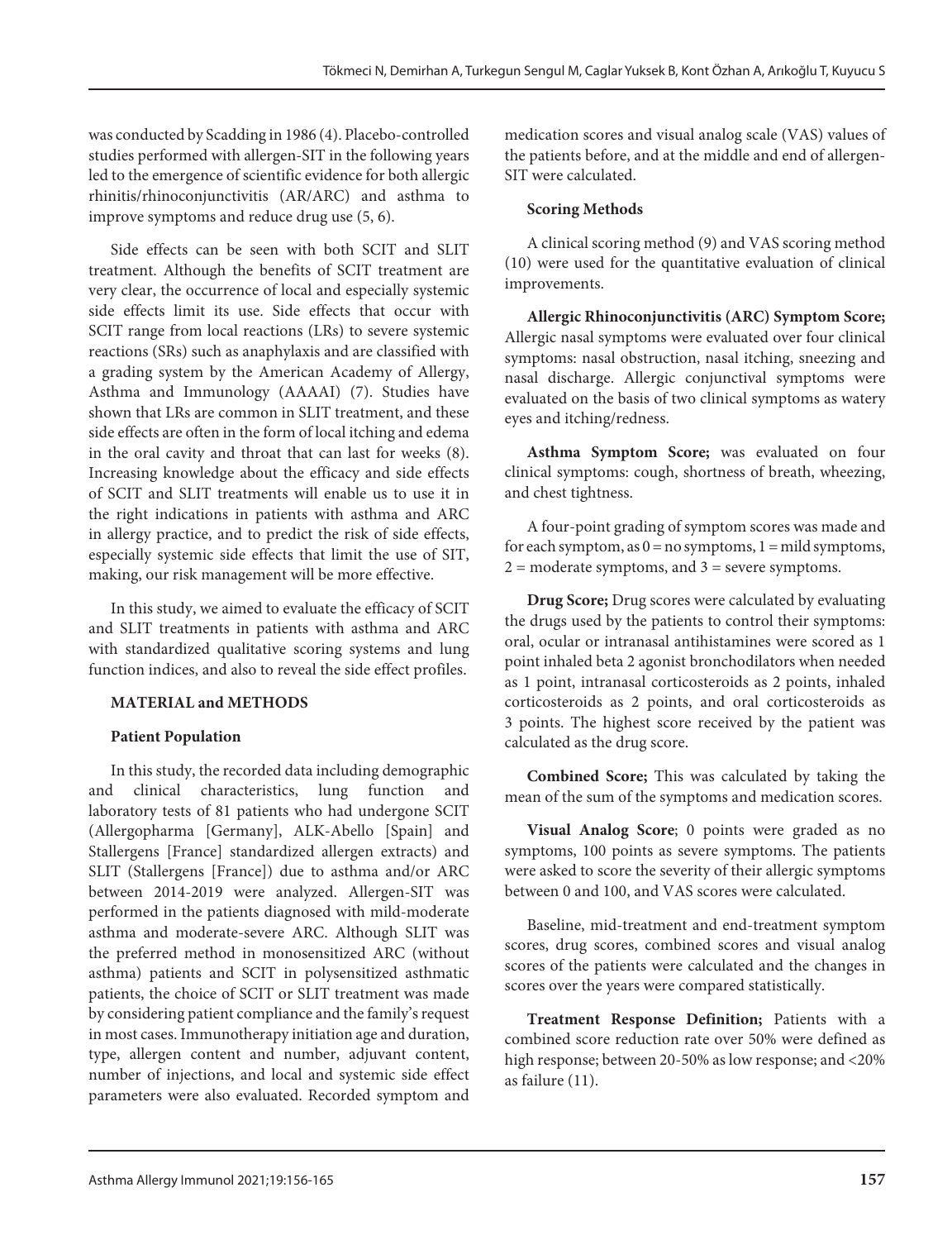was conducted by Scadding in 1986 (4). Placebo-controlled studies performed with allergen-SIT in the following years led to the emergence of scientific evidence for both allergic rhinitis/rhinoconjunctivitis (AR/ARC) and asthma to improve symptoms and reduce drug use (5, 6).

Side effects can be seen with both SCIT and SLIT treatment. Although the benefits of SCIT treatment are very clear, the occurrence of local and especially systemic side effects limit its use. Side effects that occur with SCIT range from local reactions (LRs) to severe systemic reactions (SRs) such as anaphylaxis and are classified with a grading system by the American Academy of Allergy, Asthma and Immunology (AAAAI) (7). Studies have shown that LRs are common in SLIT treatment, and these side effects are often in the form of local itching and edema in the oral cavity and throat that can last for weeks (8). Increasing knowledge about the efficacy and side effects of SCIT and SLIT treatments will enable us to use it in the right indications in patients with asthma and ARC in allergy practice, and to predict the risk of side effects, especially systemic side effects that limit the use of SIT, making, our risk management will be more effective.

In this study, we aimed to evaluate the efficacy of SCIT and SLIT treatments in patients with asthma and ARC with standardized qualitative scoring systems and lung function indices, and also to reveal the side effect profiles.

## MATERIAL and METHODS

### Patient Population

In this study, the recorded data including demographic and clinical characteristics, lung function and laboratory tests of 81 patients who had undergone SCIT (Allergopharma [Germany], ALK-Abello [Spain] and Stallergens [France] standardized allergen extracts) and SLIT (Stallergens [France]) due to asthma and/or ARC between 2014-2019 were analyzed. Allergen-SIT was performed in the patients diagnosed with mild-moderate asthma and moderate-severe ARC. Although SLIT was the preferred method in monosensitized ARC (without asthma) patients and SCIT in polysensitized asthmatic patients, the choice of SCIT or SLIT treatment was made by considering patient compliance and the family's request in most cases. Immunotherapy initiation age and duration, type, allergen content and number, adjuvant content, number of injections, and local and systemic side effect parameters were also evaluated. Recorded symptom and medication scores and visual analog scale (VAS) values of the patients before, and at the middle and end of allergen-SIT were calculated.

### Scoring Methods

A clinical scoring method (9) and VAS scoring method (10) were used for the quantitative evaluation of clinical improvements.

**Allergic Rhinoconjunctivitis (ARC) Symptom Score;** Allergic nasal symptoms were evaluated over four clinical symptoms: nasal obstruction, nasal itching, sneezing and nasal discharge. Allergic conjunctival symptoms were evaluated on the basis of two clinical symptoms as watery eyes and itching/redness.

**Asthma Symptom Score;** was evaluated on four clinical symptoms: cough, shortness of breath, wheezing, and chest tightness.

A four-point grading of symptom scores was made and for each symptom, as 0 = no symptoms, 1 = mild symptoms, 2 = moderate symptoms, and 3 = severe symptoms.

**Drug Score;** Drug scores were calculated by evaluating the drugs used by the patients to control their symptoms: oral, ocular or intranasal antihistamines were scored as 1 point inhaled beta 2 agonist bronchodilators when needed as 1 point, intranasal corticosteroids as 2 points, inhaled corticosteroids as 2 points, and oral corticosteroids as 3 points. The highest score received by the patient was calculated as the drug score.

**Combined Score;** This was calculated by taking the mean of the sum of the symptoms and medication scores.

**Visual Analog Score**; 0 points were graded as no symptoms, 100 points as severe symptoms. The patients were asked to score the severity of their allergic symptoms between 0 and 100, and VAS scores were calculated.

Baseline, mid-treatment and end-treatment symptom scores, drug scores, combined scores and visual analog scores of the patients were calculated and the changes in scores over the years were compared statistically.

**Treatment Response Definition;** Patients with a combined score reduction rate over 50% were defined as high response; between 20-50% as low response; and <20% as failure (11).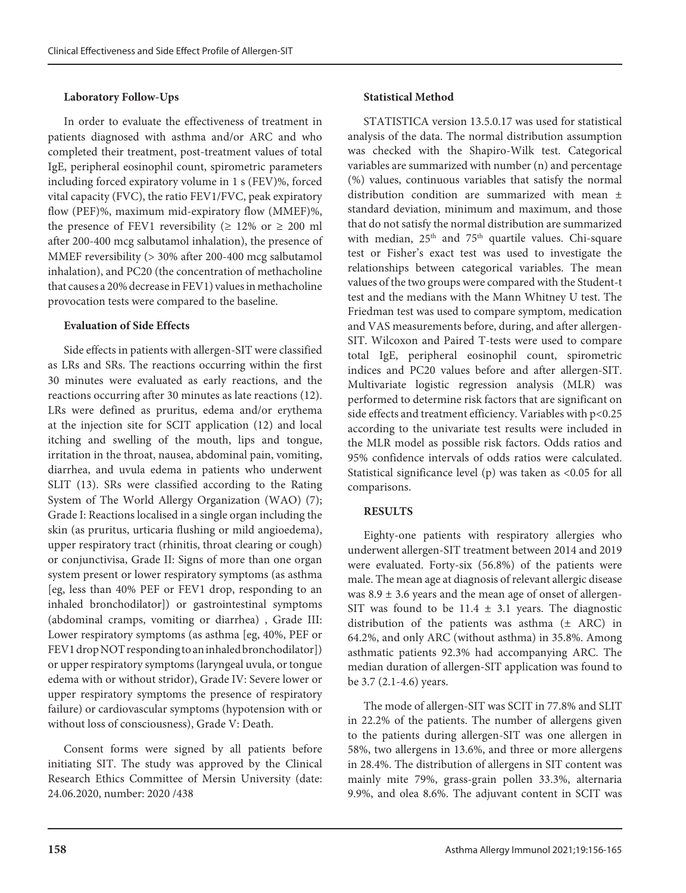### Laboratory Follow-Ups

In order to evaluate the effectiveness of treatment in patients diagnosed with asthma and/or ARC and who completed their treatment, post-treatment values of total IgE, peripheral eosinophil count, spirometric parameters including forced expiratory volume in 1 s (FEV)%, forced vital capacity (FVC), the ratio FEV1/FVC, peak expiratory flow (PEF)%, maximum mid-expiratory flow (MMEF)%, the presence of FEV1 reversibility (≥ 12% or ≥ 200 ml after 200-400 mcg salbutamol inhalation), the presence of MMEF reversibility (> 30% after 200-400 mcg salbutamol inhalation), and PC20 (the concentration of methacholine that causes a 20% decrease in FEV1) values in methacholine provocation tests were compared to the baseline.

### Evaluation of Side Effects

Side effects in patients with allergen-SIT were classified as LRs and SRs. The reactions occurring within the first 30 minutes were evaluated as early reactions, and the reactions occurring after 30 minutes as late reactions (12). LRs were defined as pruritus, edema and/or erythema at the injection site for SCIT application (12) and local itching and swelling of the mouth, lips and tongue, irritation in the throat, nausea, abdominal pain, vomiting, diarrhea, and uvula edema in patients who underwent SLIT (13). SRs were classified according to the Rating System of The World Allergy Organization (WAO) (7); Grade I: Reactions localised in a single organ including the skin (as pruritus, urticaria flushing or mild angioedema), upper respiratory tract (rhinitis, throat clearing or cough) or conjunctivisa, Grade II: Signs of more than one organ system present or lower respiratory symptoms (as asthma [eg, less than 40% PEF or FEV1 drop, responding to an inhaled bronchodilator]) or gastrointestinal symptoms (abdominal cramps, vomiting or diarrhea) , Grade III: Lower respiratory symptoms (as asthma [eg, 40%, PEF or FEV1 drop NOT responding to an inhaled bronchodilator]) or upper respiratory symptoms (laryngeal uvula, or tongue edema with or without stridor), Grade IV: Severe lower or upper respiratory symptoms the presence of respiratory failure) or cardiovascular symptoms (hypotension with or without loss of consciousness), Grade V: Death.

Consent forms were signed by all patients before initiating SIT. The study was approved by the Clinical Research Ethics Committee of Mersin University (date: 24.06.2020, number: 2020 /438

### Statistical Method

STATISTICA version 13.5.0.17 was used for statistical analysis of the data. The normal distribution assumption was checked with the Shapiro-Wilk test. Categorical variables are summarized with number (n) and percentage (%) values, continuous variables that satisfy the normal distribution condition are summarized with mean ± standard deviation, minimum and maximum, and those that do not satisfy the normal distribution are summarized with median, 25th and 75th quartile values. Chi-square test or Fisher's exact test was used to investigate the relationships between categorical variables. The mean values of the two groups were compared with the Student-t test and the medians with the Mann Whitney U test. The Friedman test was used to compare symptom, medication and VAS measurements before, during, and after allergen-SIT. Wilcoxon and Paired T-tests were used to compare total IgE, peripheral eosinophil count, spirometric indices and PC20 values before and after allergen-SIT. Multivariate logistic regression analysis (MLR) was performed to determine risk factors that are significant on side effects and treatment efficiency. Variables with $p<0.25$ according to the univariate test results were included in the MLR model as possible risk factors. Odds ratios and 95% confidence intervals of odds ratios were calculated. Statistical significance level (p) was taken as <0.05 for all comparisons.

## RESULTS

Eighty-one patients with respiratory allergies who underwent allergen-SIT treatment between 2014 and 2019 were evaluated. Forty-six (56.8%) of the patients were male. The mean age at diagnosis of relevant allergic disease was 8.9 ± 3.6 years and the mean age of onset of allergen-SIT was found to be 11.4 ± 3.1 years. The diagnostic distribution of the patients was asthma (± ARC) in 64.2%, and only ARC (without asthma) in 35.8%. Among asthmatic patients 92.3% had accompanying ARC. The median duration of allergen-SIT application was found to be 3.7 (2.1-4.6) years.

The mode of allergen-SIT was SCIT in 77.8% and SLIT in 22.2% of the patients. The number of allergens given to the patients during allergen-SIT was one allergen in 58%, two allergens in 13.6%, and three or more allergens in 28.4%. The distribution of allergens in SIT content was mainly mite 79%, grass-grain pollen 33.3%, alternaria 9.9%, and olea 8.6%. The adjuvant content in SCIT was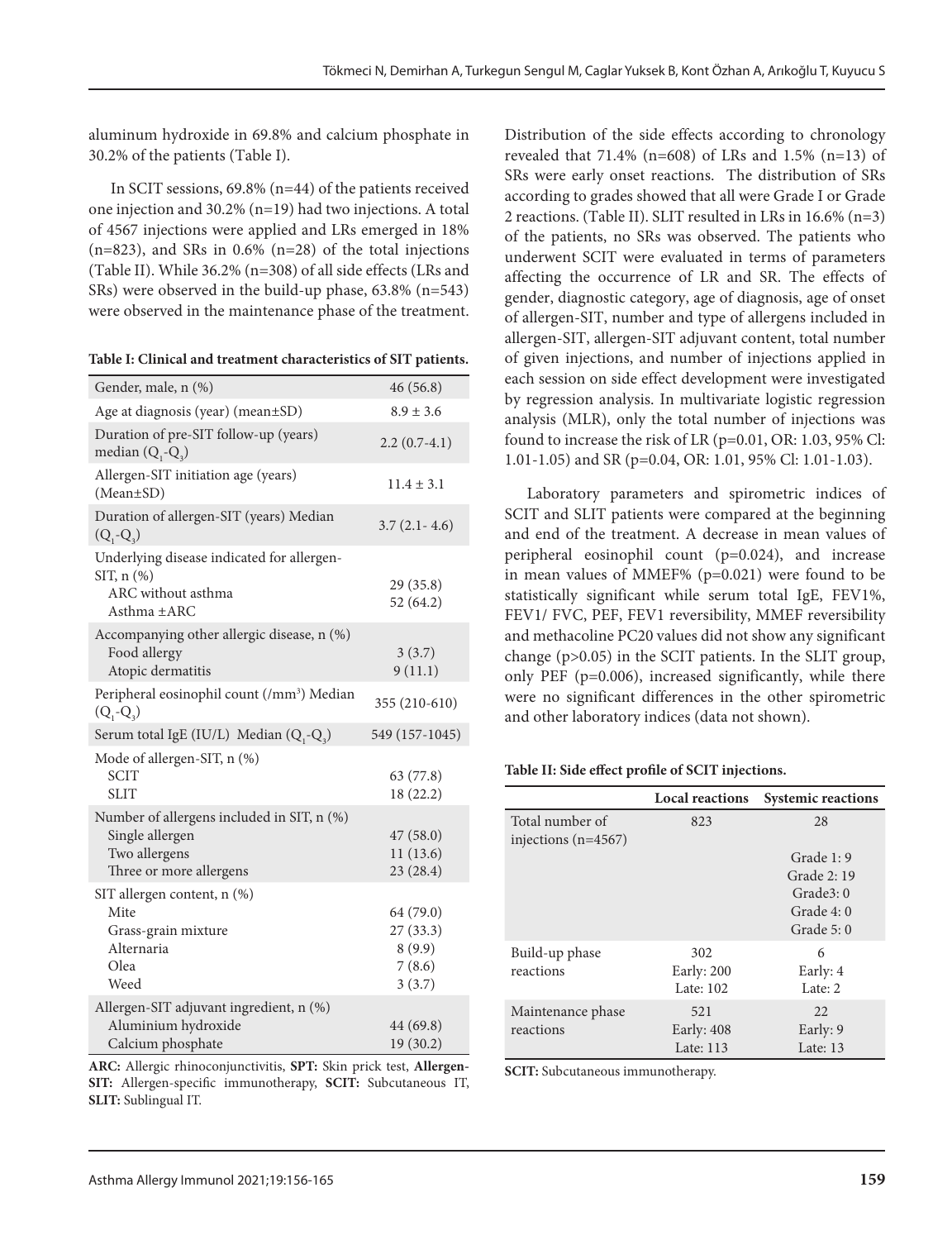aluminum hydroxide in 69.8% and calcium phosphate in 30.2% of the patients (Table I).

In SCIT sessions, 69.8% (n=44) of the patients received one injection and 30.2% (n=19) had two injections. A total of 4567 injections were applied and LRs emerged in 18% (n=823), and SRs in 0.6% (n=28) of the total injections (Table II). While 36.2% (n=308) of all side effects (LRs and SRs) were observed in the build-up phase, 63.8% (n=543) were observed in the maintenance phase of the treatment.

**Table I: Clinical and treatment characteristics of SIT patients.**

| | |
|---|---|
| Gender, male, n (%) | 46 (56.8) |
| Age at diagnosis (year) (mean±SD) | 8.9 ± 3.6 |
| Duration of pre-SIT follow-up (years) median ($Q_1$-$Q_3$) | 2.2 (0.7-4.1) |
| Allergen-SIT initiation age (years) (Mean±SD) | 11.4 ± 3.1 |
| Duration of allergen-SIT (years) Median ($Q_1$-$Q_3$) | 3.7 (2.1- 4.6) |
| Underlying disease indicated for allergen-SIT, n (%) | |
| ARC without asthma | 29 (35.8) |
| Asthma ±ARC | 52 (64.2) |
| Accompanying other allergic disease, n (%) | |
| Food allergy | 3 (3.7) |
| Atopic dermatitis | 9 (11.1) |
| Peripheral eosinophil count (/mm³) Median ($Q_1$-$Q_3$) | 355 (210-610) |
| Serum total IgE (IU/L) Median ($Q_1$-$Q_3$) | 549 (157-1045) |
| Mode of allergen-SIT, n (%) | |
| SCIT | 63 (77.8) |
| SLIT | 18 (22.2) |
| Number of allergens included in SIT, n (%) | |
| Single allergen | 47 (58.0) |
| Two allergens | 11 (13.6) |
| Three or more allergens | 23 (28.4) |
| SIT allergen content, n (%) | |
| Mite | 64 (79.0) |
| Grass-grain mixture | 27 (33.3) |
| Alternaria | 8 (9.9) |
| Olea | 7 (8.6) |
| Weed | 3 (3.7) |
| Allergen-SIT adjuvant ingredient, n (%) | |
| Aluminium hydroxide | 44 (69.8) |
| Calcium phosphate | 19 (30.2) |

**ARC:** Allergic rhinoconjunctivitis, **SPT:** Skin prick test, **Allergen-SIT:** Allergen-specific immunotherapy, **SCIT:** Subcutaneous IT, **SLIT:** Sublingual IT.

Distribution of the side effects according to chronology revealed that 71.4% (n=608) of LRs and 1.5% (n=13) of SRs were early onset reactions. The distribution of SRs according to grades showed that all were Grade I or Grade 2 reactions. (Table II). SLIT resulted in LRs in 16.6% (n=3) of the patients, no SRs was observed. The patients who underwent SCIT were evaluated in terms of parameters affecting the occurrence of LR and SR. The effects of gender, diagnostic category, age of diagnosis, age of onset of allergen-SIT, number and type of allergens included in allergen-SIT, allergen-SIT adjuvant content, total number of given injections, and number of injections applied in each session on side effect development were investigated by regression analysis. In multivariate logistic regression analysis (MLR), only the total number of injections was found to increase the risk of LR (p=0.01, OR: 1.03, 95% Cl: 1.01-1.05) and SR (p=0.04, OR: 1.01, 95% Cl: 1.01-1.03).

Laboratory parameters and spirometric indices of SCIT and SLIT patients were compared at the beginning and end of the treatment. A decrease in mean values of peripheral eosinophil count (p=0.024), and increase in mean values of MMEF% (p=0.021) were found to be statistically significant while serum total IgE, FEV1%, FEV1/ FVC, PEF, FEV1 reversibility, MMEF reversibility and methacoline PC20 values did not show any significant change (p>0.05) in the SCIT patients. In the SLIT group, only PEF (p=0.006), increased significantly, while there were no significant differences in the other spirometric and other laboratory indices (data not shown).

**Table II: Side effect profile of SCIT injections.**

| | Local reactions | Systemic reactions |
|---|---|---|
| Total number of injections (n=4567) | 823 | 28<br>Grade 1: 9<br>Grade 2: 19<br>Grade3: 0<br>Grade 4: 0<br>Grade 5: 0 |
| Build-up phase reactions | 302<br>Early: 200<br>Late: 102 | 6<br>Early: 4<br>Late: 2 |
| Maintenance phase reactions | 521<br>Early: 408<br>Late: 113 | 22<br>Early: 9<br>Late: 13 |

**SCIT:** Subcutaneous immunotherapy.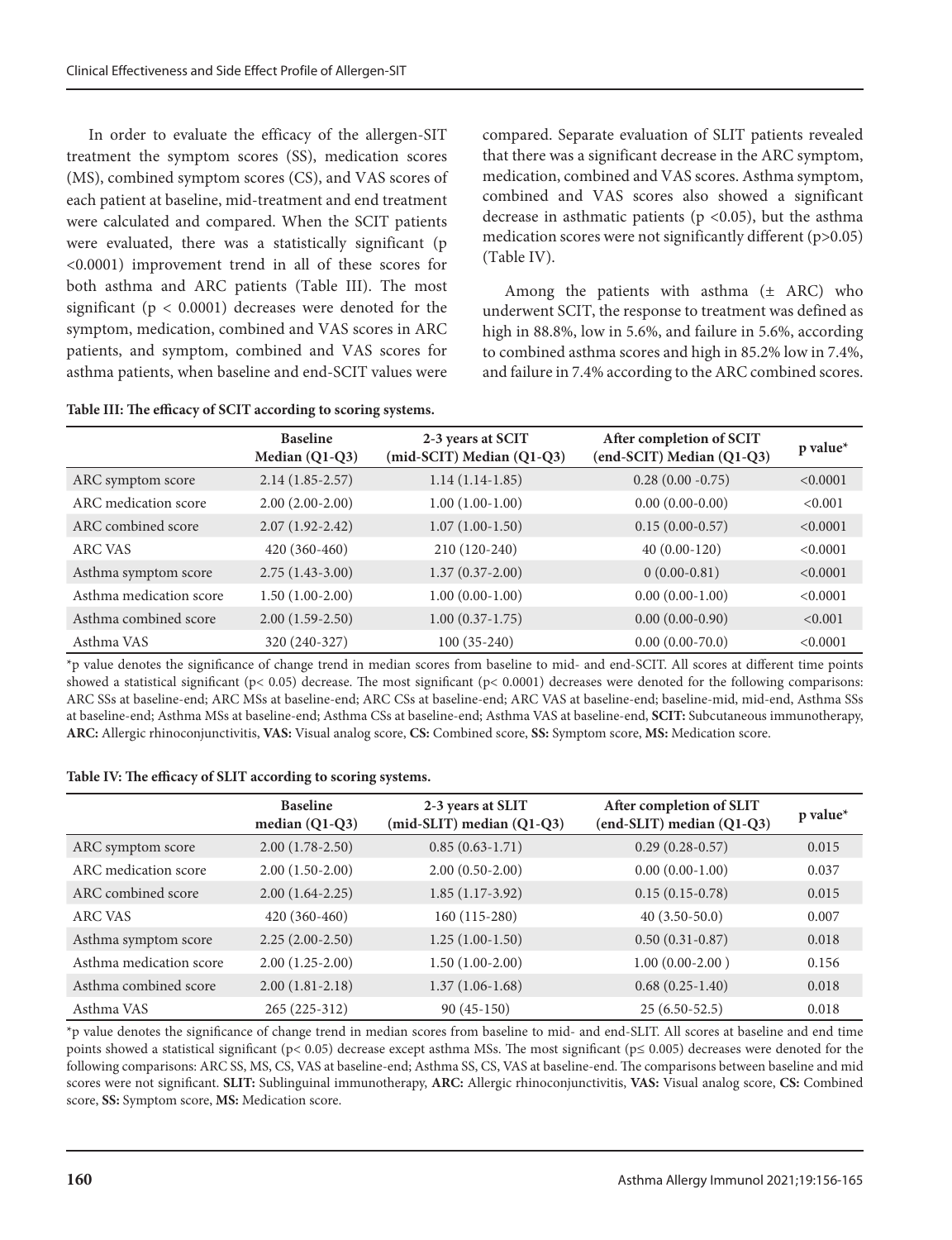In order to evaluate the efficacy of the allergen-SIT treatment the symptom scores (SS), medication scores (MS), combined symptom scores (CS), and VAS scores of each patient at baseline, mid-treatment and end treatment were calculated and compared. When the SCIT patients were evaluated, there was a statistically significant ($p < 0.0001$) improvement trend in all of these scores for both asthma and ARC patients (Table III). The most significant ($p < 0.0001$) decreases were denoted for the symptom, medication, combined and VAS scores in ARC patients, and symptom, combined and VAS scores for asthma patients, when baseline and end-SCIT values were compared. Separate evaluation of SLIT patients revealed that there was a significant decrease in the ARC symptom, medication, combined and VAS scores. Asthma symptom, combined and VAS scores also showed a significant decrease in asthmatic patients ($p < 0.05$), but the asthma medication scores were not significantly different ($p > 0.05$) (Table IV).

Among the patients with asthma (± ARC) who underwent SCIT, the response to treatment was defined as high in 88.8%, low in 5.6%, and failure in 5.6%, according to combined asthma scores and high in 85.2% low in 7.4%, and failure in 7.4% according to the ARC combined scores.

**Table III: The efficacy of SCIT according to scoring systems.**

| | Baseline Median (Q1-Q3) | 2-3 years at SCIT (mid-SCIT) Median (Q1-Q3) | After completion of SCIT (end-SCIT) Median (Q1-Q3) | p value* |
|---|---|---|---|---|
| ARC symptom score | 2.14 (1.85-2.57) | 1.14 (1.14-1.85) | 0.28 (0.00 -0.75) | <0.0001 |
| ARC medication score | 2.00 (2.00-2.00) | 1.00 (1.00-1.00) | 0.00 (0.00-0.00) | <0.001 |
| ARC combined score | 2.07 (1.92-2.42) | 1.07 (1.00-1.50) | 0.15 (0.00-0.57) | <0.0001 |
| ARC VAS | 420 (360-460) | 210 (120-240) | 40 (0.00-120) | <0.0001 |
| Asthma symptom score | 2.75 (1.43-3.00) | 1.37 (0.37-2.00) | 0 (0.00-0.81) | <0.0001 |
| Asthma medication score | 1.50 (1.00-2.00) | 1.00 (0.00-1.00) | 0.00 (0.00-1.00) | <0.0001 |
| Asthma combined score | 2.00 (1.59-2.50) | 1.00 (0.37-1.75) | 0.00 (0.00-0.90) | <0.001 |
| Asthma VAS | 320 (240-327) | 100 (35-240) | 0.00 (0.00-70.0) | <0.0001 |

*p value denotes the significance of change trend in median scores from baseline to mid- and end-SCIT. All scores at different time points showed a statistical significant ($p < 0.05$) decrease. The most significant ($p < 0.0001$) decreases were denoted for the following comparisons: ARC SSs at baseline-end; ARC MSs at baseline-end; ARC CSs at baseline-end; ARC VAS at baseline-end; baseline-mid, mid-end, Asthma SSs at baseline-end; Asthma MSs at baseline-end; Asthma CSs at baseline-end; Asthma VAS at baseline-end, **SCIT:** Subcutaneous immunotherapy, **ARC:** Allergic rhinoconjunctivitis, **VAS:** Visual analog score, **CS:** Combined score, **SS:** Symptom score, **MS:** Medication score.

**Table IV: The efficacy of SLIT according to scoring systems.**

| | Baseline median (Q1-Q3) | 2-3 years at SLIT (mid-SLIT) median (Q1-Q3) | After completion of SLIT (end-SLIT) median (Q1-Q3) | p value* |
|---|---|---|---|---|
| ARC symptom score | 2.00 (1.78-2.50) | 0.85 (0.63-1.71) | 0.29 (0.28-0.57) | 0.015 |
| ARC medication score | 2.00 (1.50-2.00) | 2.00 (0.50-2.00) | 0.00 (0.00-1.00) | 0.037 |
| ARC combined score | 2.00 (1.64-2.25) | 1.85 (1.17-3.92) | 0.15 (0.15-0.78) | 0.015 |
| ARC VAS | 420 (360-460) | 160 (115-280) | 40 (3.50-50.0) | 0.007 |
| Asthma symptom score | 2.25 (2.00-2.50) | 1.25 (1.00-1.50) | 0.50 (0.31-0.87) | 0.018 |
| Asthma medication score | 2.00 (1.25-2.00) | 1.50 (1.00-2.00) | 1.00 (0.00-2.00 ) | 0.156 |
| Asthma combined score | 2.00 (1.81-2.18) | 1.37 (1.06-1.68) | 0.68 (0.25-1.40) | 0.018 |
| Asthma VAS | 265 (225-312) | 90 (45-150) | 25 (6.50-52.5) | 0.018 |

*p value denotes the significance of change trend in median scores from baseline to mid- and end-SLIT. All scores at baseline and end time points showed a statistical significant ($p < 0.05$) decrease except asthma MSs. The most significant ($p \leq 0.005$) decreases were denoted for the following comparisons: ARC SS, MS, CS, VAS at baseline-end; Asthma SS, CS, VAS at baseline-end. The comparisons between baseline and mid scores were not significant. **SLIT:** Sublinguinal immunotherapy, **ARC:** Allergic rhinoconjunctivitis, **VAS:** Visual analog score, **CS:** Combined score, **SS:** Symptom score, **MS:** Medication score.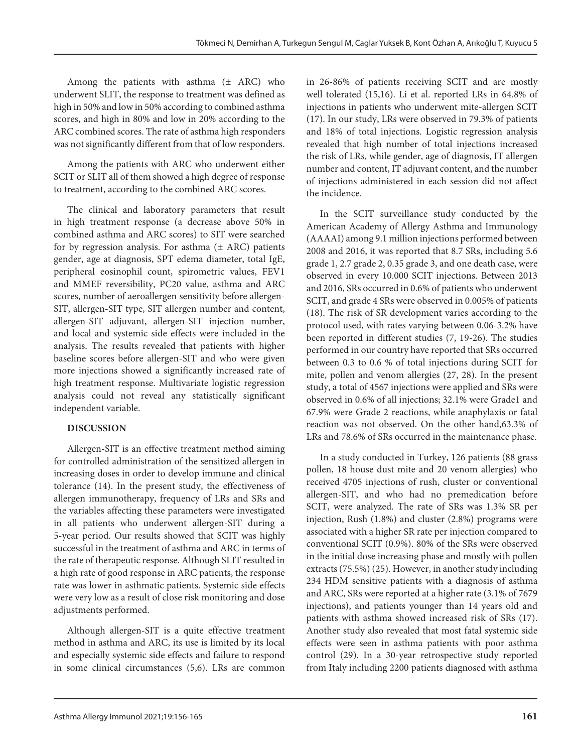Among the patients with asthma (± ARC) who underwent SLIT, the response to treatment was defined as high in 50% and low in 50% according to combined asthma scores, and high in 80% and low in 20% according to the ARC combined scores. The rate of asthma high responders was not significantly different from that of low responders.

Among the patients with ARC who underwent either SCIT or SLIT all of them showed a high degree of response to treatment, according to the combined ARC scores.

The clinical and laboratory parameters that result in high treatment response (a decrease above 50% in combined asthma and ARC scores) to SIT were searched for by regression analysis. For asthma (± ARC) patients gender, age at diagnosis, SPT edema diameter, total IgE, peripheral eosinophil count, spirometric values, FEV1 and MMEF reversibility, PC20 value, asthma and ARC scores, number of aeroallergen sensitivity before allergen-SIT, allergen-SIT type, SIT allergen number and content, allergen-SIT adjuvant, allergen-SIT injection number, and local and systemic side effects were included in the analysis. The results revealed that patients with higher baseline scores before allergen-SIT and who were given more injections showed a significantly increased rate of high treatment response. Multivariate logistic regression analysis could not reveal any statistically significant independent variable.

## DISCUSSION

Allergen-SIT is an effective treatment method aiming for controlled administration of the sensitized allergen in increasing doses in order to develop immune and clinical tolerance (14). In the present study, the effectiveness of allergen immunotherapy, frequency of LRs and SRs and the variables affecting these parameters were investigated in all patients who underwent allergen-SIT during a 5-year period. Our results showed that SCIT was highly successful in the treatment of asthma and ARC in terms of the rate of therapeutic response. Although SLIT resulted in a high rate of good response in ARC patients, the response rate was lower in asthmatic patients. Systemic side effects were very low as a result of close risk monitoring and dose adjustments performed.

Although allergen-SIT is a quite effective treatment method in asthma and ARC, its use is limited by its local and especially systemic side effects and failure to respond in some clinical circumstances (5,6). LRs are common in 26-86% of patients receiving SCIT and are mostly well tolerated (15,16). Li et al. reported LRs in 64.8% of injections in patients who underwent mite-allergen SCIT (17). In our study, LRs were observed in 79.3% of patients and 18% of total injections. Logistic regression analysis revealed that high number of total injections increased the risk of LRs, while gender, age of diagnosis, IT allergen number and content, IT adjuvant content, and the number of injections administered in each session did not affect the incidence.

In the SCIT surveillance study conducted by the American Academy of Allergy Asthma and Immunology (AAAAI) among 9.1 million injections performed between 2008 and 2016, it was reported that 8.7 SRs, including 5.6 grade 1, 2.7 grade 2, 0.35 grade 3, and one death case, were observed in every 10.000 SCIT injections. Between 2013 and 2016, SRs occurred in 0.6% of patients who underwent SCIT, and grade 4 SRs were observed in 0.005% of patients (18). The risk of SR development varies according to the protocol used, with rates varying between 0.06-3.2% have been reported in different studies (7, 19-26). The studies performed in our country have reported that SRs occurred between 0.3 to 0.6 % of total injections during SCIT for mite, pollen and venom allergies (27, 28). In the present study, a total of 4567 injections were applied and SRs were observed in 0.6% of all injections; 32.1% were Grade1 and 67.9% were Grade 2 reactions, while anaphylaxis or fatal reaction was not observed. On the other hand,63.3% of LRs and 78.6% of SRs occurred in the maintenance phase.

In a study conducted in Turkey, 126 patients (88 grass pollen, 18 house dust mite and 20 venom allergies) who received 4705 injections of rush, cluster or conventional allergen-SIT, and who had no premedication before SCIT, were analyzed. The rate of SRs was 1.3% SR per injection, Rush (1.8%) and cluster (2.8%) programs were associated with a higher SR rate per injection compared to conventional SCIT (0.9%). 80% of the SRs were observed in the initial dose increasing phase and mostly with pollen extracts (75.5%) (25). However, in another study including 234 HDM sensitive patients with a diagnosis of asthma and ARC, SRs were reported at a higher rate (3.1% of 7679 injections), and patients younger than 14 years old and patients with asthma showed increased risk of SRs (17). Another study also revealed that most fatal systemic side effects were seen in asthma patients with poor asthma control (29). In a 30-year retrospective study reported from Italy including 2200 patients diagnosed with asthma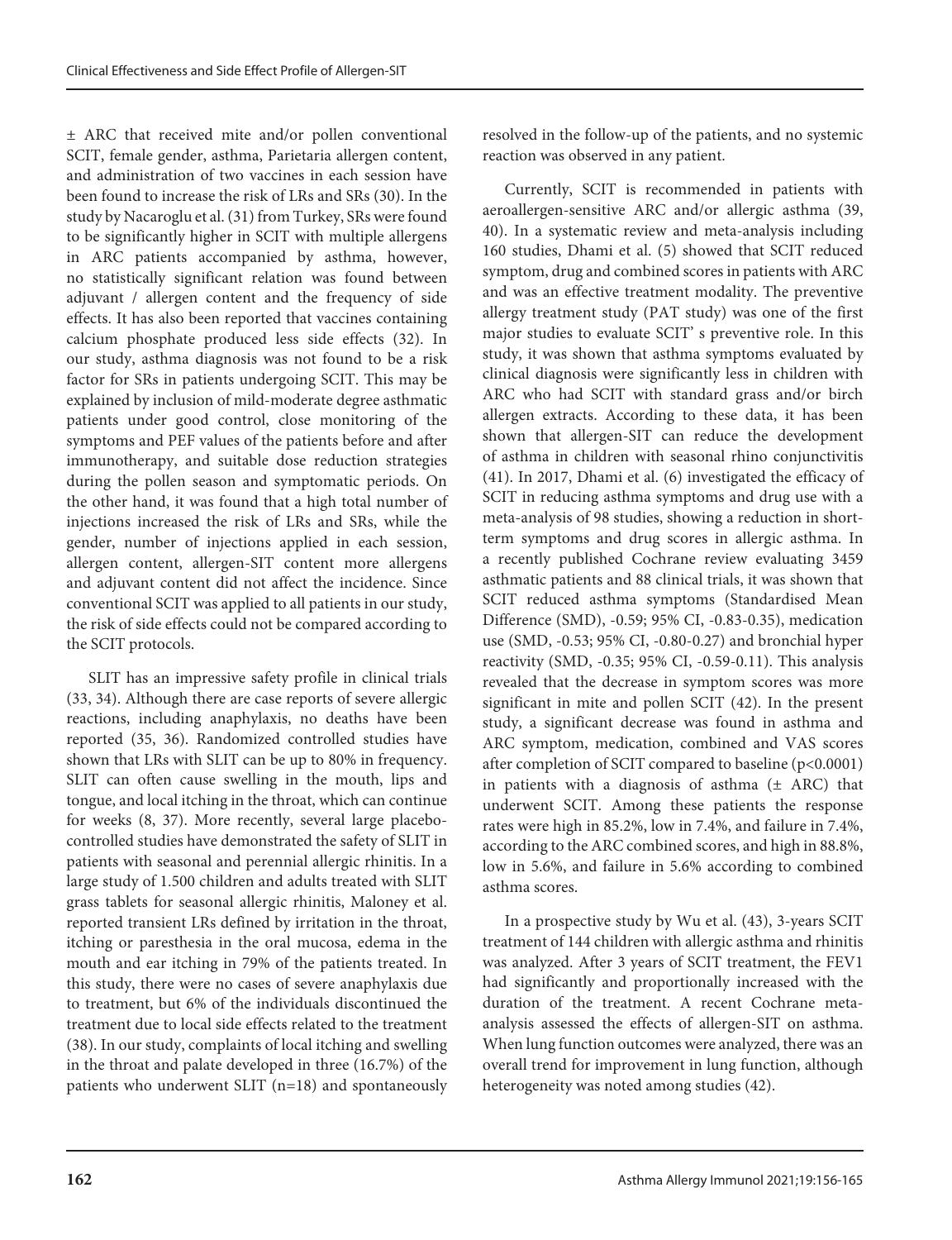± ARC that received mite and/or pollen conventional SCIT, female gender, asthma, Parietaria allergen content, and administration of two vaccines in each session have been found to increase the risk of LRs and SRs (30). In the study by Nacaroglu et al. (31) from Turkey, SRs were found to be significantly higher in SCIT with multiple allergens in ARC patients accompanied by asthma, however, no statistically significant relation was found between adjuvant / allergen content and the frequency of side effects. It has also been reported that vaccines containing calcium phosphate produced less side effects (32). In our study, asthma diagnosis was not found to be a risk factor for SRs in patients undergoing SCIT. This may be explained by inclusion of mild-moderate degree asthmatic patients under good control, close monitoring of the symptoms and PEF values of the patients before and after immunotherapy, and suitable dose reduction strategies during the pollen season and symptomatic periods. On the other hand, it was found that a high total number of injections increased the risk of LRs and SRs, while the gender, number of injections applied in each session, allergen content, allergen-SIT content more allergens and adjuvant content did not affect the incidence. Since conventional SCIT was applied to all patients in our study, the risk of side effects could not be compared according to the SCIT protocols.

SLIT has an impressive safety profile in clinical trials (33, 34). Although there are case reports of severe allergic reactions, including anaphylaxis, no deaths have been reported (35, 36). Randomized controlled studies have shown that LRs with SLIT can be up to 80% in frequency. SLIT can often cause swelling in the mouth, lips and tongue, and local itching in the throat, which can continue for weeks (8, 37). More recently, several large placebo-controlled studies have demonstrated the safety of SLIT in patients with seasonal and perennial allergic rhinitis. In a large study of 1.500 children and adults treated with SLIT grass tablets for seasonal allergic rhinitis, Maloney et al. reported transient LRs defined by irritation in the throat, itching or paresthesia in the oral mucosa, edema in the mouth and ear itching in 79% of the patients treated. In this study, there were no cases of severe anaphylaxis due to treatment, but 6% of the individuals discontinued the treatment due to local side effects related to the treatment (38). In our study, complaints of local itching and swelling in the throat and palate developed in three (16.7%) of the patients who underwent SLIT (n=18) and spontaneously resolved in the follow-up of the patients, and no systemic reaction was observed in any patient.

Currently, SCIT is recommended in patients with aeroallergen-sensitive ARC and/or allergic asthma (39, 40). In a systematic review and meta-analysis including 160 studies, Dhami et al. (5) showed that SCIT reduced symptom, drug and combined scores in patients with ARC and was an effective treatment modality. The preventive allergy treatment study (PAT study) was one of the first major studies to evaluate SCIT' s preventive role. In this study, it was shown that asthma symptoms evaluated by clinical diagnosis were significantly less in children with ARC who had SCIT with standard grass and/or birch allergen extracts. According to these data, it has been shown that allergen-SIT can reduce the development of asthma in children with seasonal rhino conjunctivitis (41). In 2017, Dhami et al. (6) investigated the efficacy of SCIT in reducing asthma symptoms and drug use with a meta-analysis of 98 studies, showing a reduction in short-term symptoms and drug scores in allergic asthma. In a recently published Cochrane review evaluating 3459 asthmatic patients and 88 clinical trials, it was shown that SCIT reduced asthma symptoms (Standardised Mean Difference (SMD), -0.59; 95% CI, -0.83-0.35), medication use (SMD, -0.53; 95% CI, -0.80-0.27) and bronchial hyper reactivity (SMD, -0.35; 95% CI, -0.59-0.11). This analysis revealed that the decrease in symptom scores was more significant in mite and pollen SCIT (42). In the present study, a significant decrease was found in asthma and ARC symptom, medication, combined and VAS scores after completion of SCIT compared to baseline ($p<0.0001$) in patients with a diagnosis of asthma (± ARC) that underwent SCIT. Among these patients the response rates were high in 85.2%, low in 7.4%, and failure in 7.4%, according to the ARC combined scores, and high in 88.8%, low in 5.6%, and failure in 5.6% according to combined asthma scores.

In a prospective study by Wu et al. (43), 3-years SCIT treatment of 144 children with allergic asthma and rhinitis was analyzed. After 3 years of SCIT treatment, the FEV1 had significantly and proportionally increased with the duration of the treatment. A recent Cochrane meta-analysis assessed the effects of allergen-SIT on asthma. When lung function outcomes were analyzed, there was an overall trend for improvement in lung function, although heterogeneity was noted among studies (42).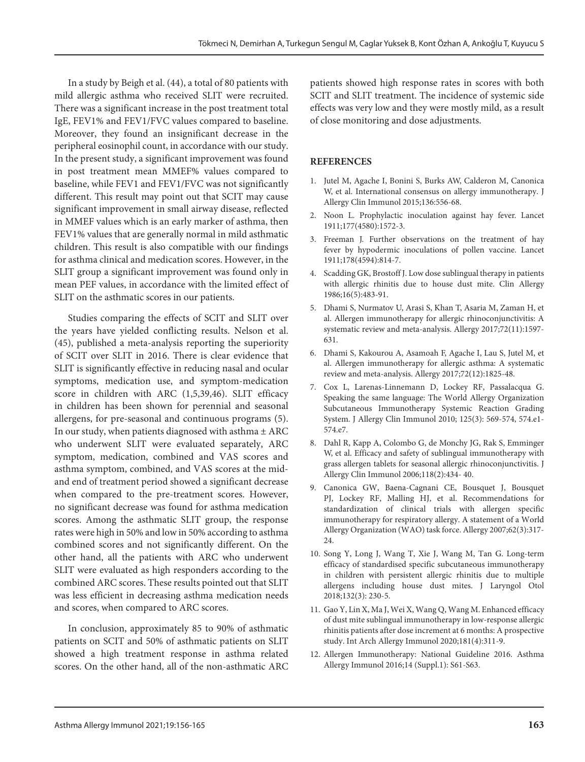In a study by Beigh et al. (44), a total of 80 patients with mild allergic asthma who received SLIT were recruited. There was a significant increase in the post treatment total IgE, FEV1% and FEV1/FVC values compared to baseline. Moreover, they found an insignificant decrease in the peripheral eosinophil count, in accordance with our study. In the present study, a significant improvement was found in post treatment mean MMEF% values compared to baseline, while FEV1 and FEV1/FVC was not significantly different. This result may point out that SCIT may cause significant improvement in small airway disease, reflected in MMEF values which is an early marker of asthma, then FEV1% values that are generally normal in mild asthmatic children. This result is also compatible with our findings for asthma clinical and medication scores. However, in the SLIT group a significant improvement was found only in mean PEF values, in accordance with the limited effect of SLIT on the asthmatic scores in our patients.

Studies comparing the effects of SCIT and SLIT over the years have yielded conflicting results. Nelson et al. (45), published a meta-analysis reporting the superiority of SCIT over SLIT in 2016. There is clear evidence that SLIT is significantly effective in reducing nasal and ocular symptoms, medication use, and symptom-medication score in children with ARC (1,5,39,46). SLIT efficacy in children has been shown for perennial and seasonal allergens, for pre-seasonal and continuous programs (5). In our study, when patients diagnosed with asthma ± ARC who underwent SLIT were evaluated separately, ARC symptom, medication, combined and VAS scores and asthma symptom, combined, and VAS scores at the mid- and end of treatment period showed a significant decrease when compared to the pre-treatment scores. However, no significant decrease was found for asthma medication scores. Among the asthmatic SLIT group, the response rates were high in 50% and low in 50% according to asthma combined scores and not significantly different. On the other hand, all the patients with ARC who underwent SLIT were evaluated as high responders according to the combined ARC scores. These results pointed out that SLIT was less efficient in decreasing asthma medication needs and scores, when compared to ARC scores.

In conclusion, approximately 85 to 90% of asthmatic patients on SCIT and 50% of asthmatic patients on SLIT showed a high treatment response in asthma related scores. On the other hand, all of the non-asthmatic ARC patients showed high response rates in scores with both SCIT and SLIT treatment. The incidence of systemic side effects was very low and they were mostly mild, as a result of close monitoring and dose adjustments.

## REFERENCES

1. Jutel M, Agache I, Bonini S, Burks AW, Calderon M, Canonica W, et al. International consensus on allergy immunotherapy. J Allergy Clin Immunol 2015;136:556-68.
2. Noon L. Prophylactic inoculation against hay fever. Lancet 1911;177(4580):1572-3.
3. Freeman J. Further observations on the treatment of hay fever by hypodermic inoculations of pollen vaccine. Lancet 1911;178(4594):814-7.
4. Scadding GK, Brostoff J. Low dose sublingual therapy in patients with allergic rhinitis due to house dust mite. Clin Allergy 1986;16(5):483-91.
5. Dhami S, Nurmatov U, Arasi S, Khan T, Asaria M, Zaman H, et al. Allergen immunotherapy for allergic rhinoconjunctivitis: A systematic review and meta-analysis. Allergy 2017;72(11):1597-631.
6. Dhami S, Kakourou A, Asamoah F, Agache I, Lau S, Jutel M, et al. Allergen immunotherapy for allergic asthma: A systematic review and meta-analysis. Allergy 2017;72(12):1825-48.
7. Cox L, Larenas-Linnemann D, Lockey RF, Passalacqua G. Speaking the same language: The World Allergy Organization Subcutaneous Immunotherapy Systemic Reaction Grading System. J Allergy Clin Immunol 2010; 125(3): 569-574, 574.e1-574.e7.
8. Dahl R, Kapp A, Colombo G, de Monchy JG, Rak S, Emminger W, et al. Efficacy and safety of sublingual immunotherapy with grass allergen tablets for seasonal allergic rhinoconjunctivitis. J Allergy Clin Immunol 2006;118(2):434- 40.
9. Canonica GW, Baena-Cagnani CE, Bousquet J, Bousquet PJ, Lockey RF, Malling HJ, et al. Recommendations for standardization of clinical trials with allergen specific immunotherapy for respiratory allergy. A statement of a World Allergy Organization (WAO) task force. Allergy 2007;62(3):317-24.
10. Song Y, Long J, Wang T, Xie J, Wang M, Tan G. Long-term efficacy of standardised specific subcutaneous immunotherapy in children with persistent allergic rhinitis due to multiple allergens including house dust mites. J Laryngol Otol 2018;132(3): 230-5.
11. Gao Y, Lin X, Ma J, Wei X, Wang Q, Wang M. Enhanced efficacy of dust mite sublingual immunotherapy in low-response allergic rhinitis patients after dose increment at 6 months: A prospective study. Int Arch Allergy Immunol 2020;181(4):311-9.
12. Allergen Immunotherapy: National Guideline 2016. Asthma Allergy Immunol 2016;14 (Suppl.1): S61-S63.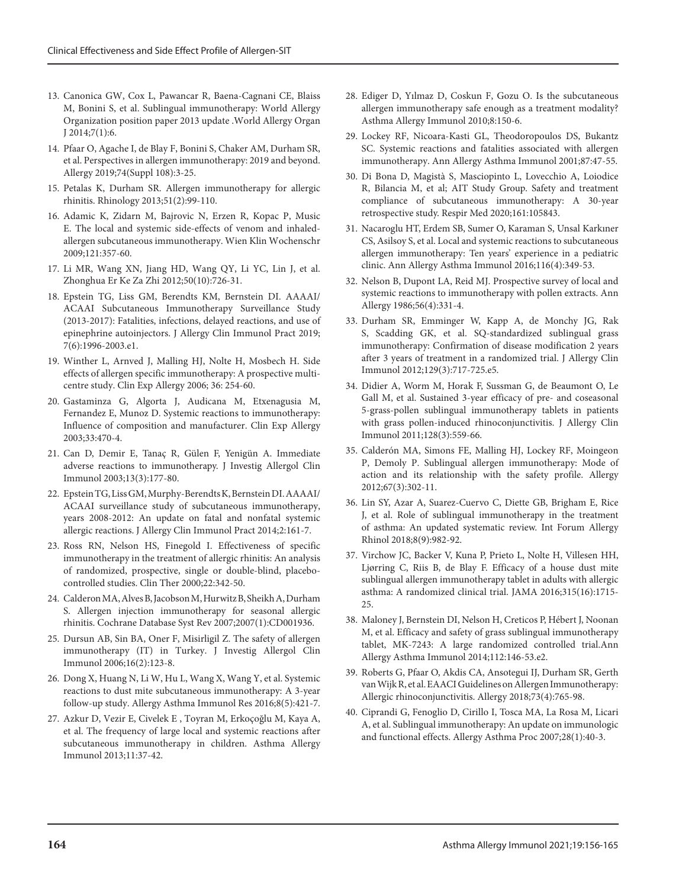13. Canonica GW, Cox L, Pawancar R, Baena-Cagnani CE, Blaiss M, Bonini S, et al. Sublingual immunotherapy: World Allergy Organization position paper 2013 update .World Allergy Organ J 2014;7(1):6.
14. Pfaar O, Agache I, de Blay F, Bonini S, Chaker AM, Durham SR, et al. Perspectives in allergen immunotherapy: 2019 and beyond. Allergy 2019;74(Suppl 108):3-25.
15. Petalas K, Durham SR. Allergen immunotherapy for allergic rhinitis. Rhinology 2013;51(2):99-110.
16. Adamic K, Zidarn M, Bajrovic N, Erzen R, Kopac P, Music E. The local and systemic side-effects of venom and inhaled-allergen subcutaneous immunotherapy. Wien Klin Wochenschr 2009;121:357-60.
17. Li MR, Wang XN, Jiang HD, Wang QY, Li YC, Lin J, et al. Zhonghua Er Ke Za Zhi 2012;50(10):726-31.
18. Epstein TG, Liss GM, Berendts KM, Bernstein DI. AAAAI/ACAAI Subcutaneous Immunotherapy Surveillance Study (2013-2017): Fatalities, infections, delayed reactions, and use of epinephrine autoinjectors. J Allergy Clin Immunol Pract 2019; 7(6):1996-2003.e1.
19. Winther L, Arnved J, Malling HJ, Nolte H, Mosbech H. Side effects of allergen specific immunotherapy: A prospective multi-centre study. Clin Exp Allergy 2006; 36: 254-60.
20. Gastaminza G, Algorta J, Audicana M, Etxenagusia M, Fernandez E, Munoz D. Systemic reactions to immunotherapy: Influence of composition and manufacturer. Clin Exp Allergy 2003;33:470-4.
21. Can D, Demir E, Tanaç R, Gülen F, Yenigün A. Immediate adverse reactions to immunotherapy. J Investig Allergol Clin Immunol 2003;13(3):177-80.
22. Epstein TG, Liss GM, Murphy-Berendts K, Bernstein DI. AAAAI/ACAAI surveillance study of subcutaneous immunotherapy, years 2008-2012: An update on fatal and nonfatal systemic allergic reactions. J Allergy Clin Immunol Pract 2014;2:161-7.
23. Ross RN, Nelson HS, Finegold I. Effectiveness of specific immunotherapy in the treatment of allergic rhinitis: An analysis of randomized, prospective, single or double-blind, placebo-controlled studies. Clin Ther 2000;22:342-50.
24. Calderon MA, Alves B, Jacobson M, Hurwitz B, Sheikh A, Durham S. Allergen injection immunotherapy for seasonal allergic rhinitis. Cochrane Database Syst Rev 2007;2007(1):CD001936.
25. Dursun AB, Sin BA, Oner F, Misirligil Z. The safety of allergen immunotherapy (IT) in Turkey. J Investig Allergol Clin Immunol 2006;16(2):123-8.
26. Dong X, Huang N, Li W, Hu L, Wang X, Wang Y, et al. Systemic reactions to dust mite subcutaneous immunotherapy: A 3-year follow-up study. Allergy Asthma Immunol Res 2016;8(5):421-7.
27. Azkur D, Vezir E, Civelek E , Toyran M, Erkoçoğlu M, Kaya A, et al. The frequency of large local and systemic reactions after subcutaneous immunotherapy in children. Asthma Allergy Immunol 2013;11:37-42.
28. Ediger D, Yılmaz D, Coskun F, Gozu O. Is the subcutaneous allergen immunotherapy safe enough as a treatment modality? Asthma Allergy Immunol 2010;8:150-6.
29. Lockey RF, Nicoara-Kasti GL, Theodoropoulos DS, Bukantz SC. Systemic reactions and fatalities associated with allergen immunotherapy. Ann Allergy Asthma Immunol 2001;87:47-55.
30. Di Bona D, Magistà S, Masciopinto L, Lovecchio A, Loiodice R, Bilancia M, et al; AIT Study Group. Safety and treatment compliance of subcutaneous immunotherapy: A 30-year retrospective study. Respir Med 2020;161:105843.
31. Nacaroglu HT, Erdem SB, Sumer O, Karaman S, Unsal Karkıner CS, Asilsoy S, et al. Local and systemic reactions to subcutaneous allergen immunotherapy: Ten years' experience in a pediatric clinic. Ann Allergy Asthma Immunol 2016;116(4):349-53.
32. Nelson B, Dupont LA, Reid MJ. Prospective survey of local and systemic reactions to immunotherapy with pollen extracts. Ann Allergy 1986;56(4):331-4.
33. Durham SR, Emminger W, Kapp A, de Monchy JG, Rak S, Scadding GK, et al. SQ-standardized sublingual grass immunotherapy: Confirmation of disease modification 2 years after 3 years of treatment in a randomized trial. J Allergy Clin Immunol 2012;129(3):717-725.e5.
34. Didier A, Worm M, Horak F, Sussman G, de Beaumont O, Le Gall M, et al. Sustained 3-year efficacy of pre- and coseasonal 5-grass-pollen sublingual immunotherapy tablets in patients with grass pollen-induced rhinoconjunctivitis. J Allergy Clin Immunol 2011;128(3):559-66.
35. Calderón MA, Simons FE, Malling HJ, Lockey RF, Moingeon P, Demoly P. Sublingual allergen immunotherapy: Mode of action and its relationship with the safety profile. Allergy 2012;67(3):302-11.
36. Lin SY, Azar A, Suarez-Cuervo C, Diette GB, Brigham E, Rice J, et al. Role of sublingual immunotherapy in the treatment of asthma: An updated systematic review. Int Forum Allergy Rhinol 2018;8(9):982-92.
37. Virchow JC, Backer V, Kuna P, Prieto L, Nolte H, Villesen HH, Ljørring C, Riis B, de Blay F. Efficacy of a house dust mite sublingual allergen immunotherapy tablet in adults with allergic asthma: A randomized clinical trial. JAMA 2016;315(16):1715-25.
38. Maloney J, Bernstein DI, Nelson H, Creticos P, Hébert J, Noonan M, et al. Efficacy and safety of grass sublingual immunotherapy tablet, MK-7243: A large randomized controlled trial.Ann Allergy Asthma Immunol 2014;112:146-53.e2.
39. Roberts G, Pfaar O, Akdis CA, Ansotegui IJ, Durham SR, Gerth van Wijk R, et al. EAACI Guidelines on Allergen Immunotherapy: Allergic rhinoconjunctivitis. Allergy 2018;73(4):765-98.
40. Ciprandi G, Fenoglio D, Cirillo I, Tosca MA, La Rosa M, Licari A, et al. Sublingual immunotherapy: An update on immunologic and functional effects. Allergy Asthma Proc 2007;28(1):40-3.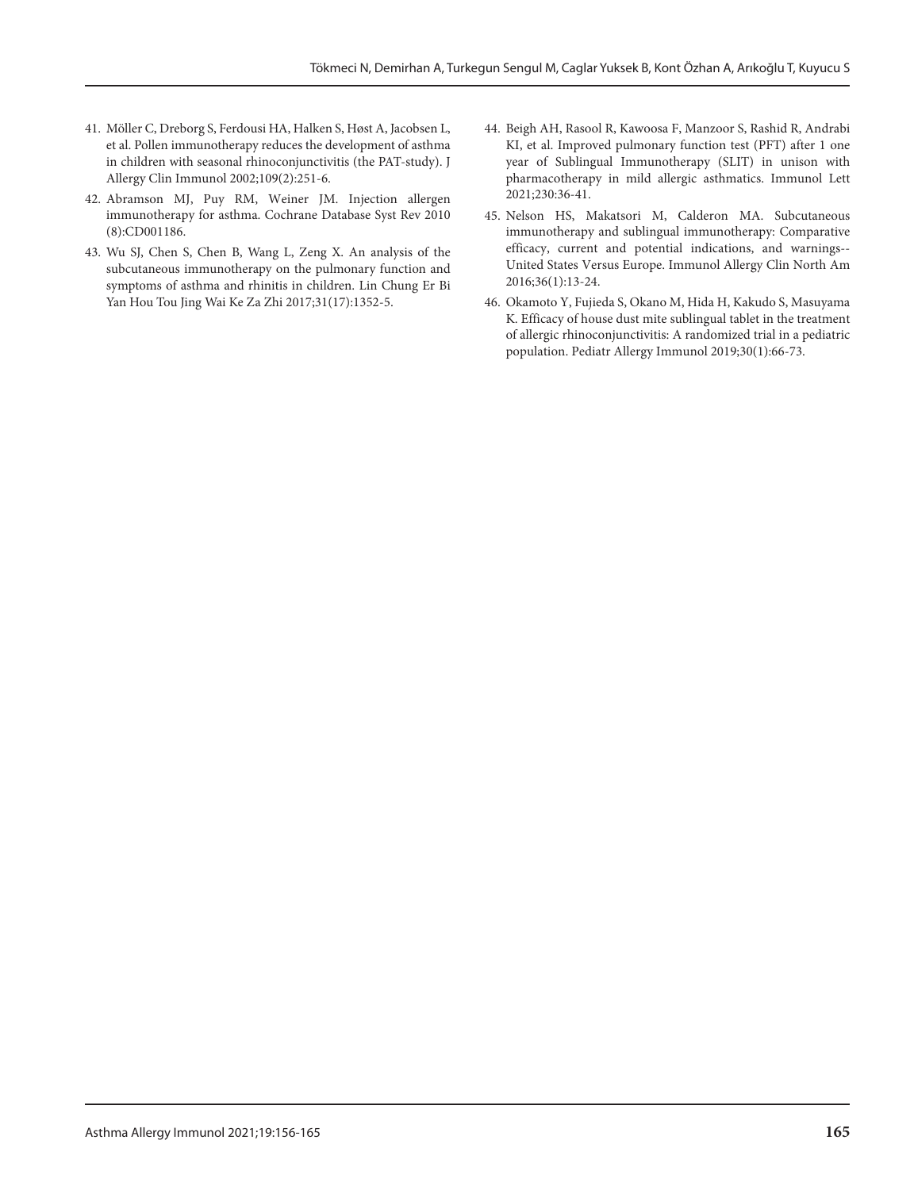41. Möller C, Dreborg S, Ferdousi HA, Halken S, Høst A, Jacobsen L, et al. Pollen immunotherapy reduces the development of asthma in children with seasonal rhinoconjunctivitis (the PAT-study). J Allergy Clin Immunol 2002;109(2):251-6.
42. Abramson MJ, Puy RM, Weiner JM. Injection allergen immunotherapy for asthma. Cochrane Database Syst Rev 2010 (8):CD001186.
43. Wu SJ, Chen S, Chen B, Wang L, Zeng X. An analysis of the subcutaneous immunotherapy on the pulmonary function and symptoms of asthma and rhinitis in children. Lin Chung Er Bi Yan Hou Tou Jing Wai Ke Za Zhi 2017;31(17):1352-5.
44. Beigh AH, Rasool R, Kawoosa F, Manzoor S, Rashid R, Andrabi KI, et al. Improved pulmonary function test (PFT) after 1 one year of Sublingual Immunotherapy (SLIT) in unison with pharmacotherapy in mild allergic asthmatics. Immunol Lett 2021;230:36-41.
45. Nelson HS, Makatsori M, Calderon MA. Subcutaneous immunotherapy and sublingual immunotherapy: Comparative efficacy, current and potential indications, and warnings--United States Versus Europe. Immunol Allergy Clin North Am 2016;36(1):13-24.
46. Okamoto Y, Fujieda S, Okano M, Hida H, Kakudo S, Masuyama K. Efficacy of house dust mite sublingual tablet in the treatment of allergic rhinoconjunctivitis: A randomized trial in a pediatric population. Pediatr Allergy Immunol 2019;30(1):66-73.